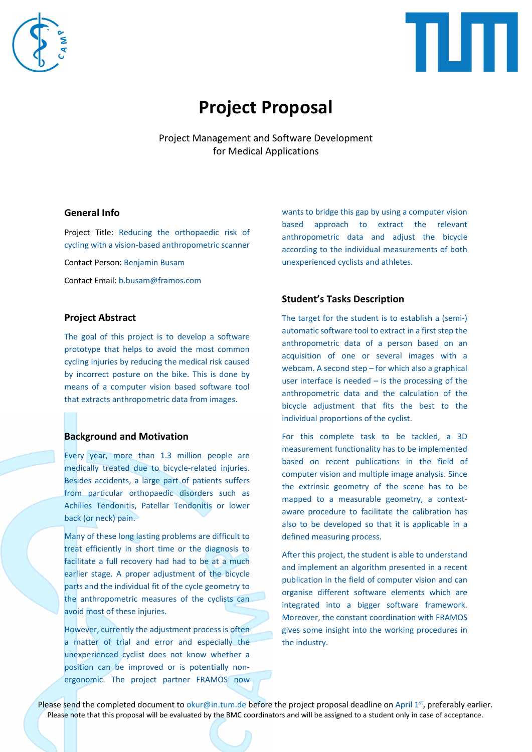# Project Proposal

Project Management and Software Development
for Medical Applications

## General Info

Project Title: Reducing the orthopaedic risk of cycling with a vision-based anthropometric scanner

Contact Person: Benjamin Busam

Contact Email: b.busam@framos.com

## Project Abstract

The goal of this project is to develop a software prototype that helps to avoid the most common cycling injuries by reducing the medical risk caused by incorrect posture on the bike. This is done by means of a computer vision based software tool that extracts anthropometric data from images.

## Background and Motivation

Every year, more than 1.3 million people are medically treated due to bicycle-related injuries. Besides accidents, a large part of patients suffers from particular orthopaedic disorders such as Achilles Tendonitis, Patellar Tendonitis or lower back (or neck) pain.

Many of these long lasting problems are difficult to treat efficiently in short time or the diagnosis to facilitate a full recovery had had to be at a much earlier stage. A proper adjustment of the bicycle parts and the individual fit of the cycle geometry to the anthropometric measures of the cyclists can avoid most of these injuries.

However, currently the adjustment process is often a matter of trial and error and especially the unexperienced cyclist does not know whether a position can be improved or is potentially non-ergonomic. The project partner FRAMOS now wants to bridge this gap by using a computer vision based approach to extract the relevant anthropometric data and adjust the bicycle according to the individual measurements of both unexperienced cyclists and athletes.

## Student's Tasks Description

The target for the student is to establish a (semi-) automatic software tool to extract in a first step the anthropometric data of a person based on an acquisition of one or several images with a webcam. A second step – for which also a graphical user interface is needed – is the processing of the anthropometric data and the calculation of the bicycle adjustment that fits the best to the individual proportions of the cyclist.

For this complete task to be tackled, a 3D measurement functionality has to be implemented based on recent publications in the field of computer vision and multiple image analysis. Since the extrinsic geometry of the scene has to be mapped to a measurable geometry, a context-aware procedure to facilitate the calibration has also to be developed so that it is applicable in a defined measuring process.

After this project, the student is able to understand and implement an algorithm presented in a recent publication in the field of computer vision and can organise different software elements which are integrated into a bigger software framework. Moreover, the constant coordination with FRAMOS gives some insight into the working procedures in the industry.

Please send the completed document to okur@in.tum.de before the project proposal deadline on April 1st, preferably earlier.
Please note that this proposal will be evaluated by the BMC coordinators and will be assigned to a student only in case of acceptance.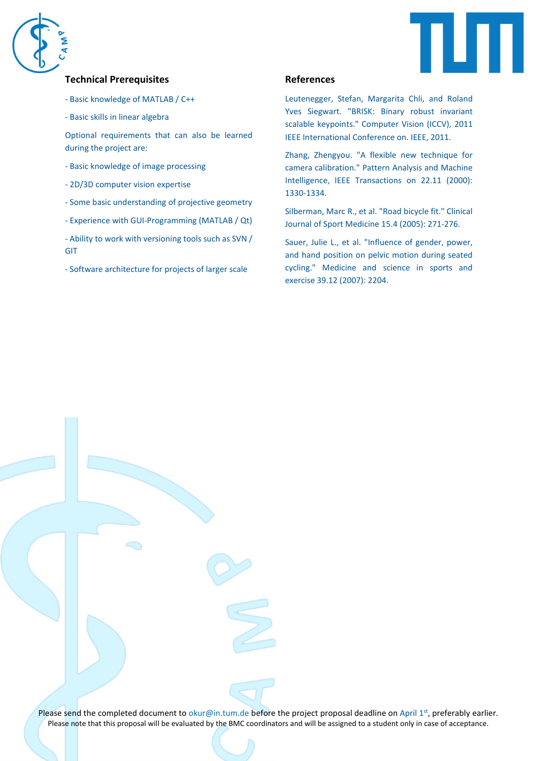## Technical Prerequisites

- Basic knowledge of MATLAB / C++

- Basic skills in linear algebra

Optional requirements that can also be learned during the project are:

- Basic knowledge of image processing

- 2D/3D computer vision expertise

- Some basic understanding of projective geometry

- Experience with GUI-Programming (MATLAB / Qt)

- Ability to work with versioning tools such as SVN / GIT

- Software architecture for projects of larger scale

## References

Leutenegger, Stefan, Margarita Chli, and Roland Yves Siegwart. "BRISK: Binary robust invariant scalable keypoints." Computer Vision (ICCV), 2011 IEEE International Conference on. IEEE, 2011.

Zhang, Zhengyou. "A flexible new technique for camera calibration." Pattern Analysis and Machine Intelligence, IEEE Transactions on 22.11 (2000): 1330-1334.

Silberman, Marc R., et al. "Road bicycle fit." Clinical Journal of Sport Medicine 15.4 (2005): 271-276.

Sauer, Julie L., et al. "Influence of gender, power, and hand position on pelvic motion during seated cycling." Medicine and science in sports and exercise 39.12 (2007): 2204.

Please send the completed document to okur@in.tum.de before the project proposal deadline on April 1st, preferably earlier.
Please note that this proposal will be evaluated by the BMC coordinators and will be assigned to a student only in case of acceptance.